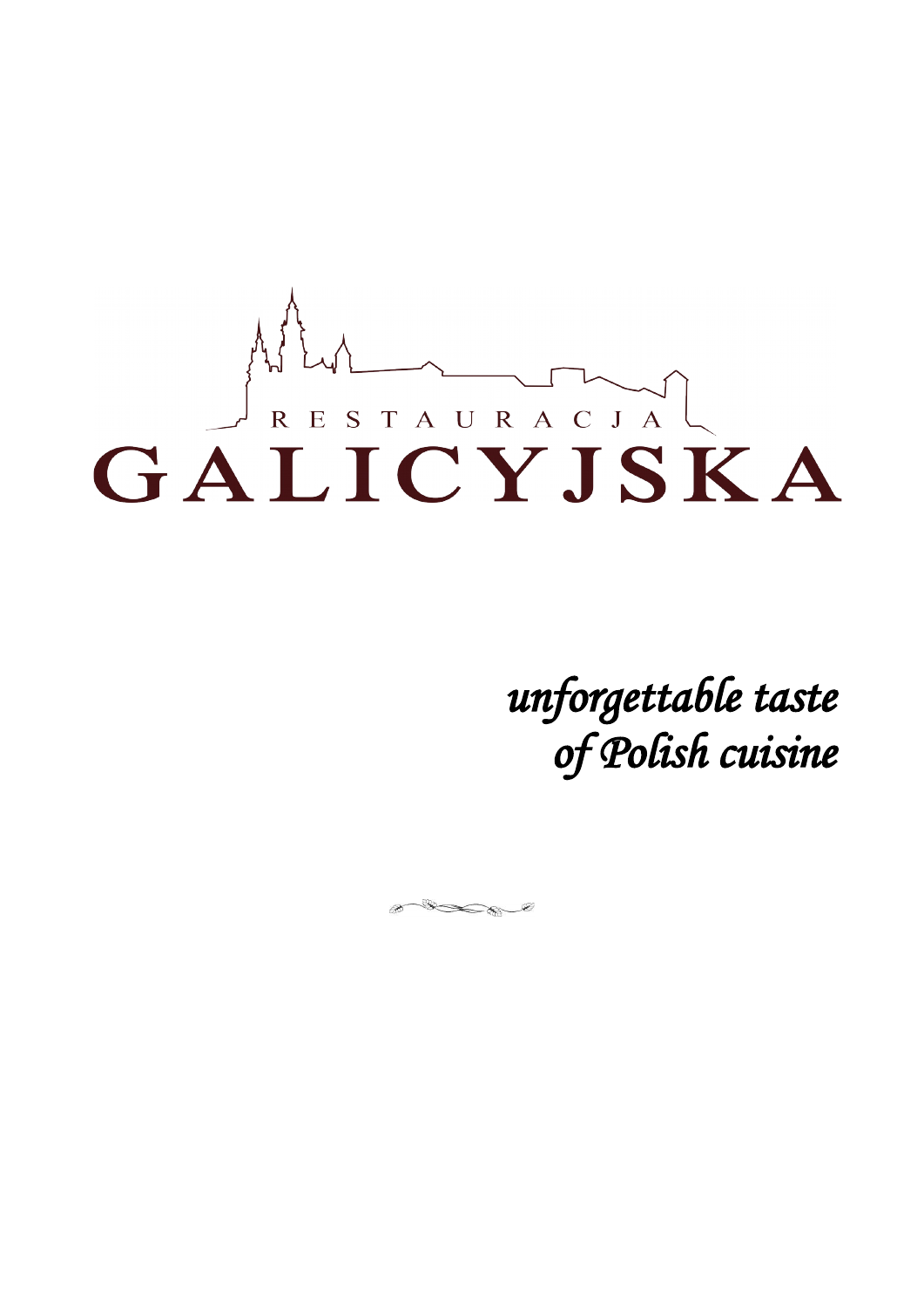RESTAURACJA

# GALICYJSKA

*unforgettable taste*
*of Polish cuisine*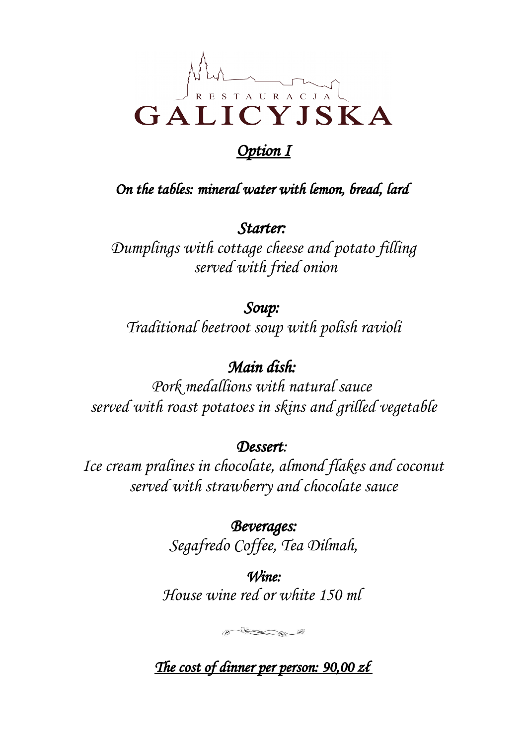RESTAURACJA

# GALICYJSKA

## *Option I*

*On the tables: mineral water with lemon, bread, lard*

### *Starter:*

*Dumplings with cottage cheese and potato filling served with fried onion*

### *Soup:*

*Traditional beetroot soup with polish ravioli*

### *Main dish:*

*Pork medallions with natural sauce served with roast potatoes in skins and grilled vegetable*

### *Dessert:*

*Ice cream pralines in chocolate, almond flakes and coconut served with strawberry and chocolate sauce*

### *Beverages:*

*Segafredo Coffee, Tea Dilmah,*

### *Wine:*

*House wine red or white 150 ml*

*The cost of dinner per person: 90,00 zł*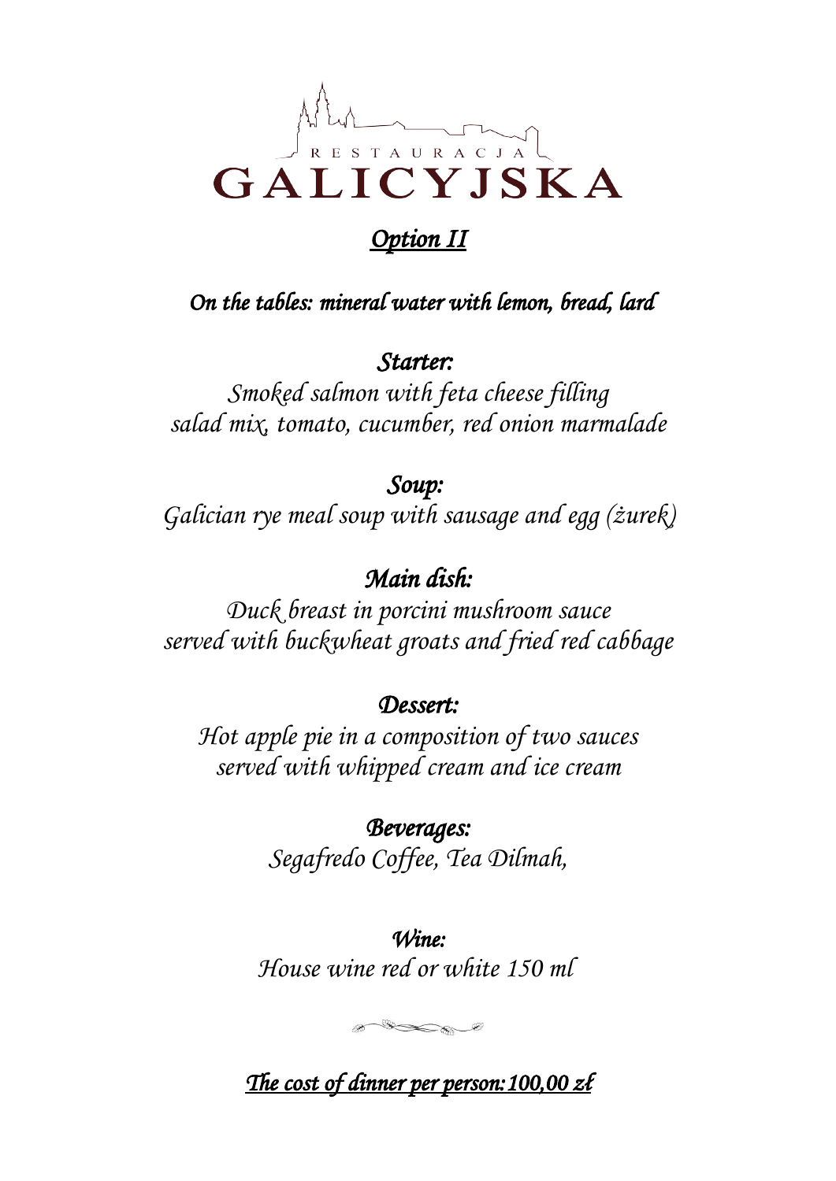RESTAURACJA

# GALICYJSKA

## *Option II*

***On the tables: mineral water with lemon, bread, lard***

***Starter:***

*Smoked salmon with feta cheese filling*
*salad mix, tomato, cucumber, red onion marmalade*

***Soup:***

*Galician rye meal soup with sausage and egg (żurek)*

***Main dish:***

*Duck breast in porcini mushroom sauce*
*served with buckwheat groats and fried red cabbage*

***Dessert:***

*Hot apple pie in a composition of two sauces*
*served with whipped cream and ice cream*

***Beverages:***

*Segafredo Coffee, Tea Dilmah,*

***Wine:***

*House wine red or white 150 ml*

***The cost of dinner per person: 100,00 zł***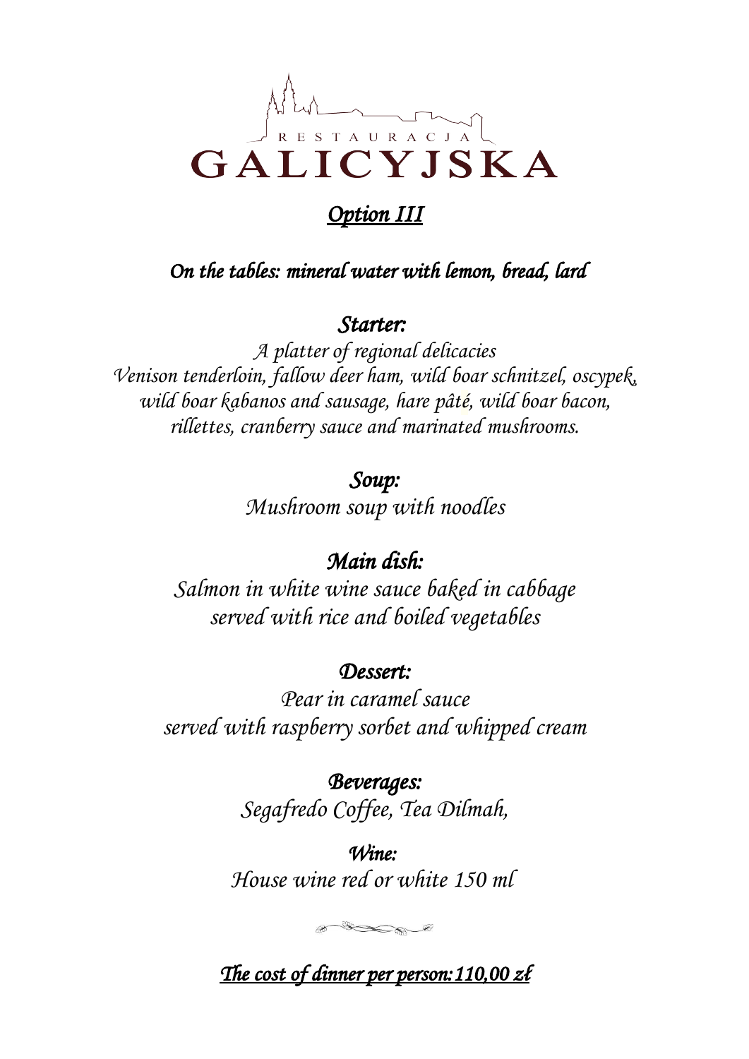# RESTAURACJA GALICYJSKA

## *Option III*

*On the tables: mineral water with lemon, bread, lard*

### *Starter:*

*A platter of regional delicacies*
*Venison tenderloin, fallow deer ham, wild boar schnitzel, oscypek, wild boar kabanos and sausage, hare pâté, wild boar bacon, rillettes, cranberry sauce and marinated mushrooms.*

### *Soup:*

*Mushroom soup with noodles*

### *Main dish:*

*Salmon in white wine sauce baked in cabbage*
*served with rice and boiled vegetables*

### *Dessert:*

*Pear in caramel sauce*
*served with raspberry sorbet and whipped cream*

### *Beverages:*

*Segafredo Coffee, Tea Dilmah,*

### *Wine:*

*House wine red or white 150 ml*

***The cost of dinner per person: 110,00 zł***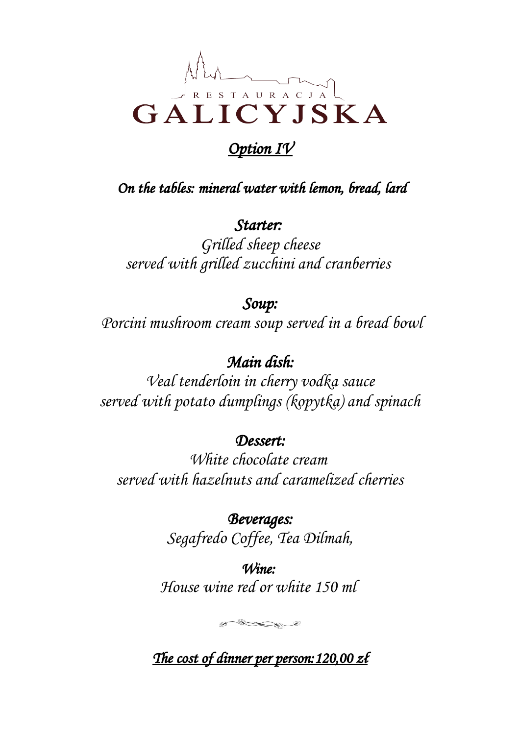RESTAURACJA
# GALICYJSKA

## *Option IV*

*On the tables: mineral water with lemon, bread, lard*

*Starter:*

*Grilled sheep cheese*
*served with grilled zucchini and cranberries*

*Soup:*

*Porcini mushroom cream soup served in a bread bowl*

*Main dish:*

*Veal tenderloin in cherry vodka sauce*
*served with potato dumplings (kopytka) and spinach*

*Dessert:*

*White chocolate cream*
*served with hazelnuts and caramelized cherries*

*Beverages:*

*Segafredo Coffee, Tea Dilmah,*

*Wine:*

*House wine red or white 150 ml*

*The cost of dinner per person:120,00 zł*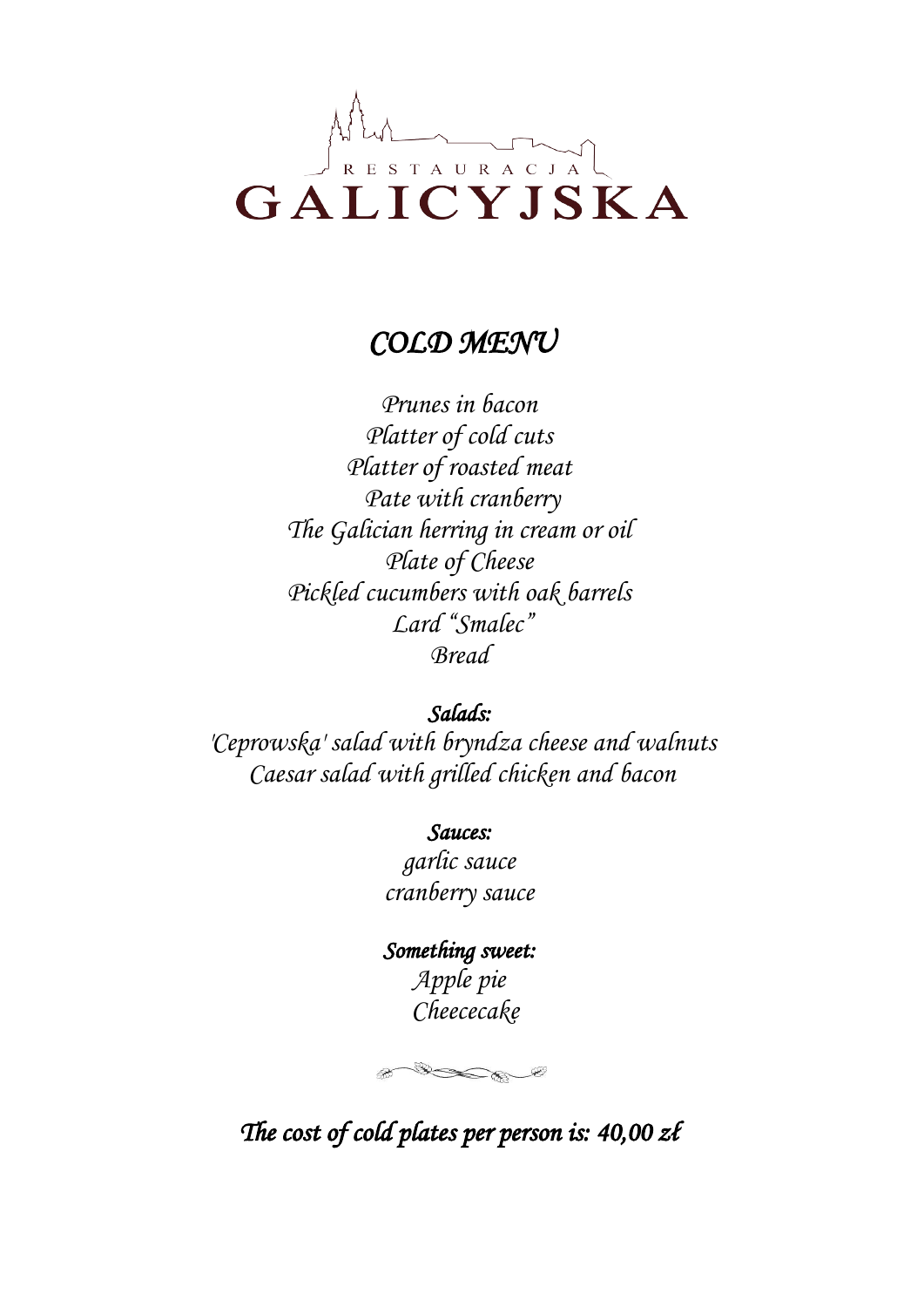RESTAURACJA

GALICYJSKA

# *COLD MENU*

*Prunes in bacon*
*Platter of cold cuts*
*Platter of roasted meat*
*Pate with cranberry*
*The Galician herring in cream or oil*
*Plate of Cheese*
*Pickled cucumbers with oak barrels*
*Lard "Smalec"*
*Bread*

***Salads:***

*'Ceprowska' salad with bryndza cheese and walnuts*
*Caesar salad with grilled chicken and bacon*

***Sauces:***

*garlic sauce*
*cranberry sauce*

***Something sweet:***

*Apple pie*
*Cheececake*

***The cost of cold plates per person is: 40,00 zł***